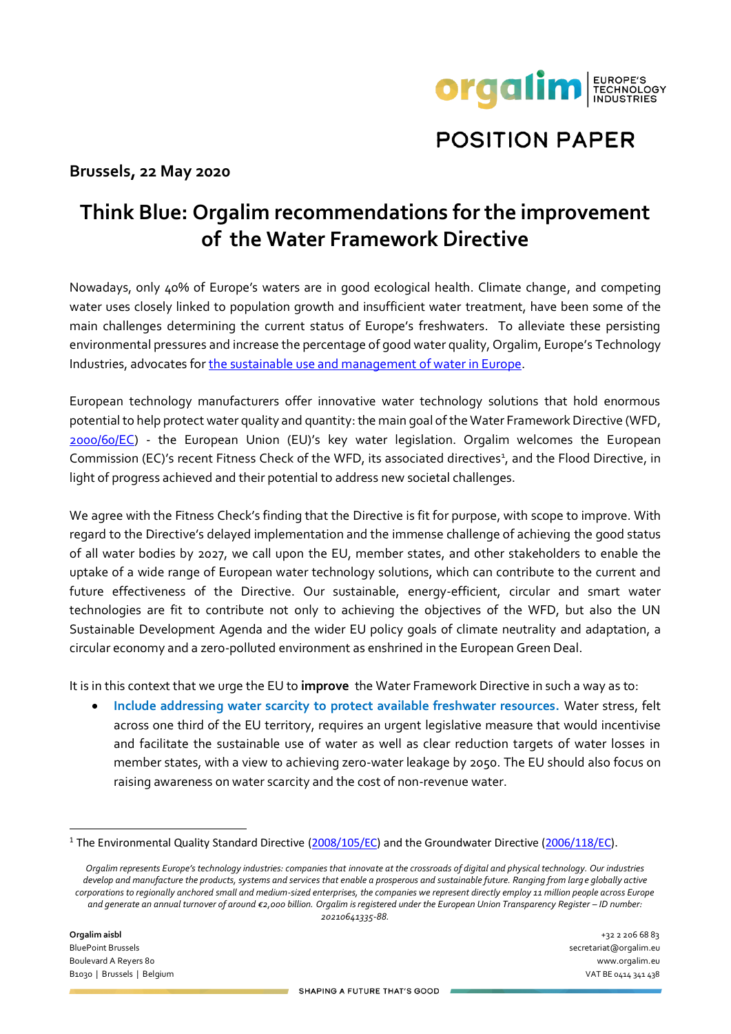POSITION PAPER

**Brussels, 22 May 2020**

# Think Blue: Orgalim recommendations for the improvement of the Water Framework Directive

Nowadays, only 40% of Europe's waters are in good ecological health. Climate change, and competing water uses closely linked to population growth and insufficient water treatment, have been some of the main challenges determining the current status of Europe's freshwaters. To alleviate these persisting environmental pressures and increase the percentage of good water quality, Orgalim, Europe's Technology Industries, advocates for the sustainable use and management of water in Europe.

European technology manufacturers offer innovative water technology solutions that hold enormous potential to help protect water quality and quantity: the main goal of the Water Framework Directive (WFD, 2000/60/EC) - the European Union (EU)'s key water legislation. Orgalim welcomes the European Commission (EC)'s recent Fitness Check of the WFD, its associated directives[1], and the Flood Directive, in light of progress achieved and their potential to address new societal challenges.

We agree with the Fitness Check's finding that the Directive is fit for purpose, with scope to improve. With regard to the Directive's delayed implementation and the immense challenge of achieving the good status of all water bodies by 2027, we call upon the EU, member states, and other stakeholders to enable the uptake of a wide range of European water technology solutions, which can contribute to the current and future effectiveness of the Directive. Our sustainable, energy-efficient, circular and smart water technologies are fit to contribute not only to achieving the objectives of the WFD, but also the UN Sustainable Development Agenda and the wider EU policy goals of climate neutrality and adaptation, a circular economy and a zero-polluted environment as enshrined in the European Green Deal.

It is in this context that we urge the EU to **improve** the Water Framework Directive in such a way as to:

- **Include addressing water scarcity to protect available freshwater resources.** Water stress, felt across one third of the EU territory, requires an urgent legislative measure that would incentivise and facilitate the sustainable use of water as well as clear reduction targets of water losses in member states, with a view to achieving zero-water leakage by 2050. The EU should also focus on raising awareness on water scarcity and the cost of non-revenue water.

[1] The Environmental Quality Standard Directive (2008/105/EC) and the Groundwater Directive (2006/118/EC).

*Orgalim represents Europe's technology industries: companies that innovate at the crossroads of digital and physical technology. Our industries develop and manufacture the products, systems and services that enable a prosperous and sustainable future. Ranging from large globally active corporations to regionally anchored small and medium-sized enterprises, the companies we represent directly employ 11 million people across Europe and generate an annual turnover of around €2,000 billion. Orgalim is registered under the European Union Transparency Register – ID number: 20210641335-88.*

**Orgalim aisbl**
BluePoint Brussels
Boulevard A Reyers 80
B1030 | Brussels | Belgium

+32 2 206 68 83
secretariat@orgalim.eu
www.orgalim.eu
VAT BE 0414 341 438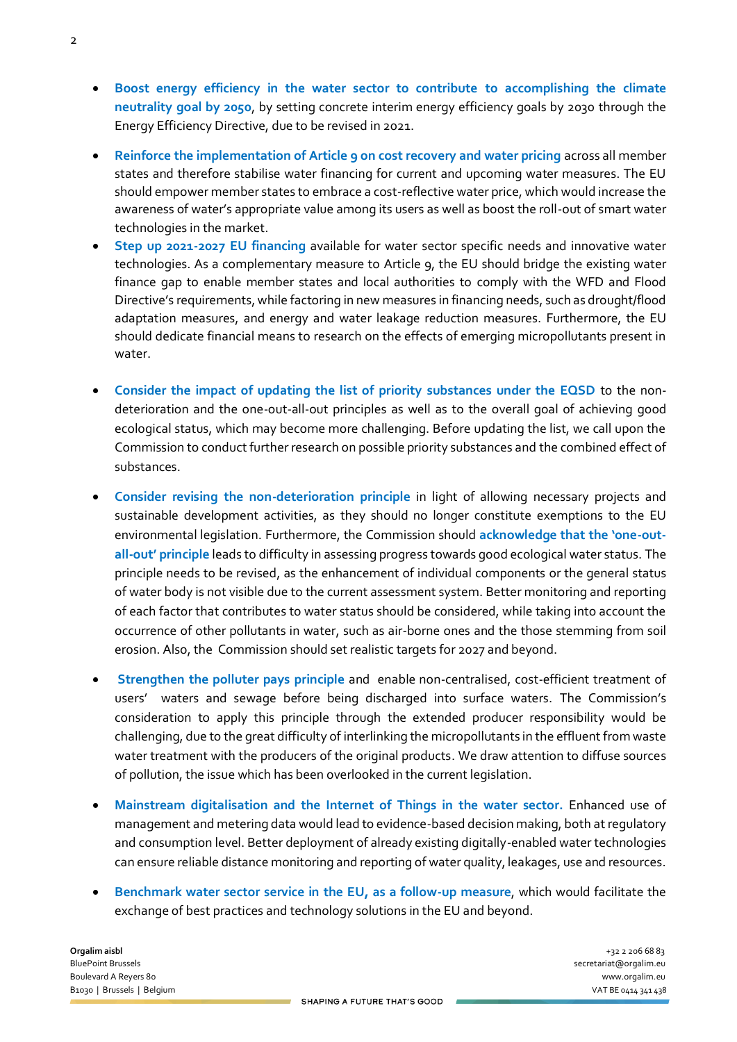- **Boost energy efficiency in the water sector to contribute to accomplishing the climate neutrality goal by 2050**, by setting concrete interim energy efficiency goals by 2030 through the Energy Efficiency Directive, due to be revised in 2021.

- **Reinforce the implementation of Article 9 on cost recovery and water pricing** across all member states and therefore stabilise water financing for current and upcoming water measures. The EU should empower member states to embrace a cost-reflective water price, which would increase the awareness of water's appropriate value among its users as well as boost the roll-out of smart water technologies in the market.

- **Step up 2021-2027 EU financing** available for water sector specific needs and innovative water technologies. As a complementary measure to Article 9, the EU should bridge the existing water finance gap to enable member states and local authorities to comply with the WFD and Flood Directive's requirements, while factoring in new measures in financing needs, such as drought/flood adaptation measures, and energy and water leakage reduction measures. Furthermore, the EU should dedicate financial means to research on the effects of emerging micropollutants present in water.

- **Consider the impact of updating the list of priority substances under the EQSD** to the non-deterioration and the one-out-all-out principles as well as to the overall goal of achieving good ecological status, which may become more challenging. Before updating the list, we call upon the Commission to conduct further research on possible priority substances and the combined effect of substances.

- **Consider revising the non-deterioration principle** in light of allowing necessary projects and sustainable development activities, as they should no longer constitute exemptions to the EU environmental legislation. Furthermore, the Commission should **acknowledge that the 'one-out-all-out' principle** leads to difficulty in assessing progress towards good ecological water status. The principle needs to be revised, as the enhancement of individual components or the general status of water body is not visible due to the current assessment system. Better monitoring and reporting of each factor that contributes to water status should be considered, while taking into account the occurrence of other pollutants in water, such as air-borne ones and the those stemming from soil erosion. Also, the Commission should set realistic targets for 2027 and beyond.

- **Strengthen the polluter pays principle** and enable non-centralised, cost-efficient treatment of users' waters and sewage before being discharged into surface waters. The Commission's consideration to apply this principle through the extended producer responsibility would be challenging, due to the great difficulty of interlinking the micropollutants in the effluent from waste water treatment with the producers of the original products. We draw attention to diffuse sources of pollution, the issue which has been overlooked in the current legislation.

- **Mainstream digitalisation and the Internet of Things in the water sector.** Enhanced use of management and metering data would lead to evidence-based decision making, both at regulatory and consumption level. Better deployment of already existing digitally-enabled water technologies can ensure reliable distance monitoring and reporting of water quality, leakages, use and resources.

- **Benchmark water sector service in the EU, as a follow-up measure**, which would facilitate the exchange of best practices and technology solutions in the EU and beyond.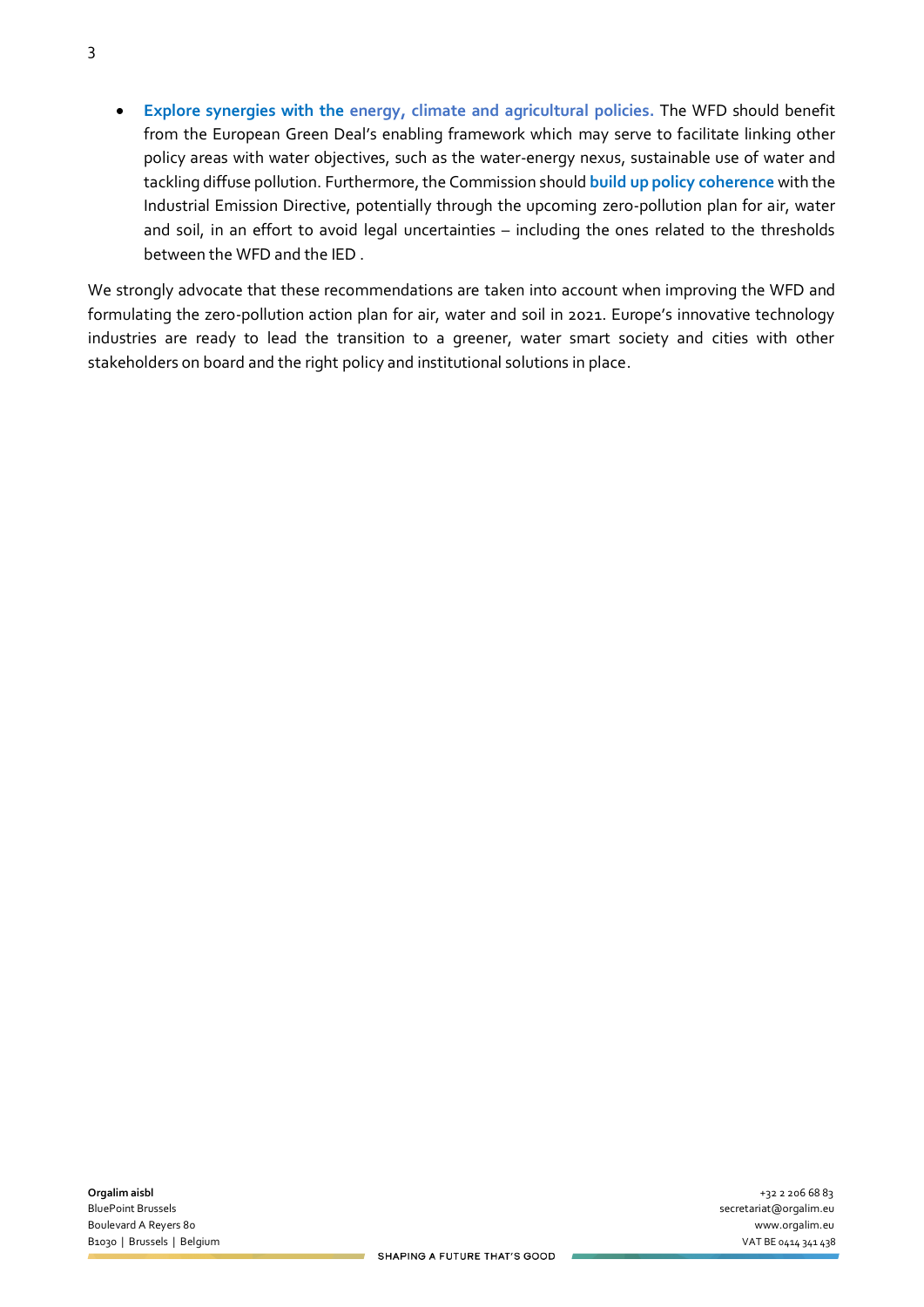- **Explore synergies with the energy, climate and agricultural policies.** The WFD should benefit from the European Green Deal's enabling framework which may serve to facilitate linking other policy areas with water objectives, such as the water-energy nexus, sustainable use of water and tackling diffuse pollution. Furthermore, the Commission should **build up policy coherence** with the Industrial Emission Directive, potentially through the upcoming zero-pollution plan for air, water and soil, in an effort to avoid legal uncertainties – including the ones related to the thresholds between the WFD and the IED .

We strongly advocate that these recommendations are taken into account when improving the WFD and formulating the zero-pollution action plan for air, water and soil in 2021. Europe's innovative technology industries are ready to lead the transition to a greener, water smart society and cities with other stakeholders on board and the right policy and institutional solutions in place.